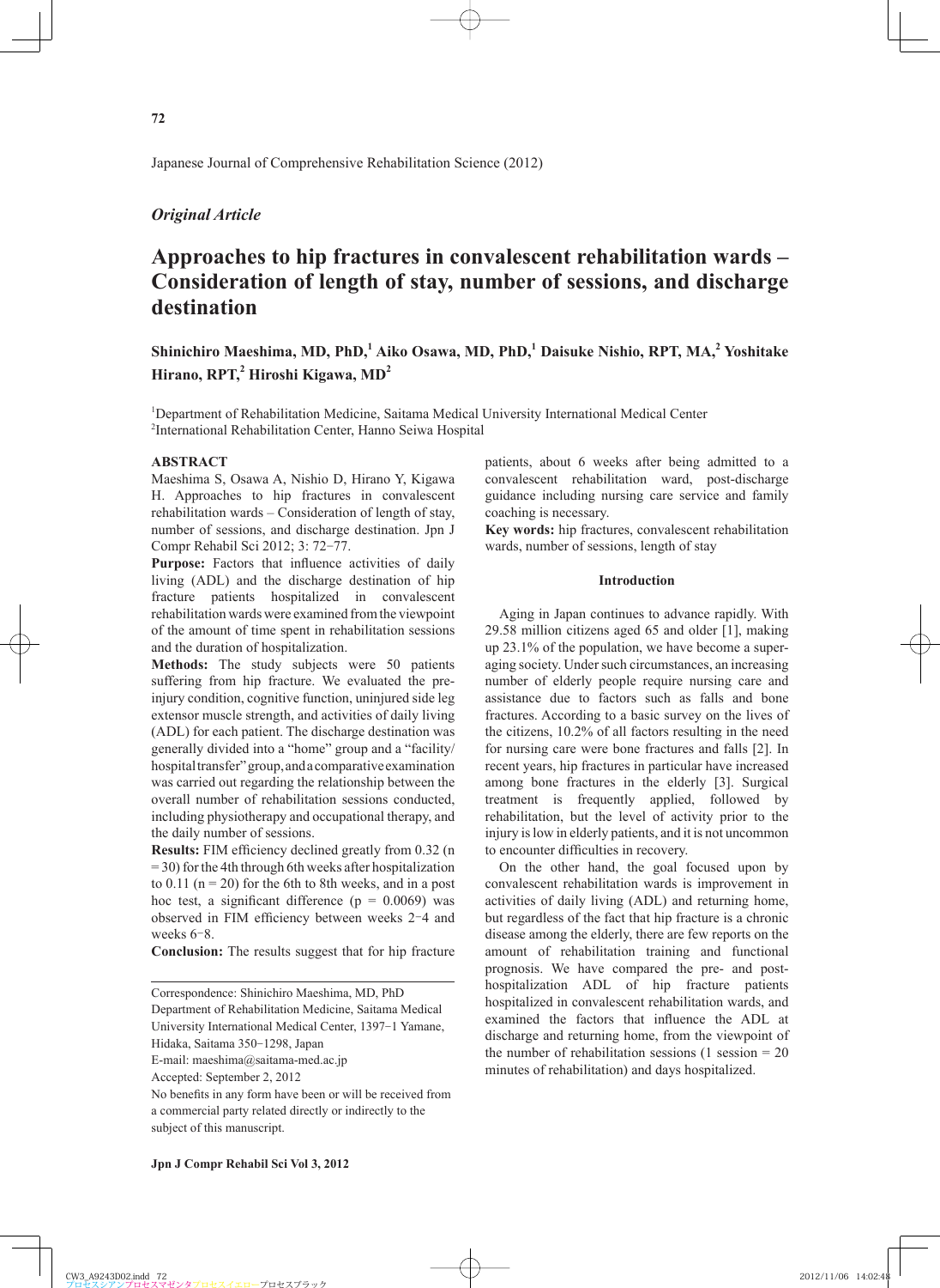*Original Article*

# Approaches to hip fractures in convalescent rehabilitation wards – Consideration of length of stay, number of sessions, and discharge destination

**Shinichiro Maeshima, MD, PhD,[1] Aiko Osawa, MD, PhD,[1] Daisuke Nishio, RPT, MA,[2] Yoshitake Hirano, RPT,[2] Hiroshi Kigawa, MD[2]**

[1]Department of Rehabilitation Medicine, Saitama Medical University International Medical Center
[2]International Rehabilitation Center, Hanno Seiwa Hospital

## ABSTRACT

Maeshima S, Osawa A, Nishio D, Hirano Y, Kigawa H. Approaches to hip fractures in convalescent rehabilitation wards – Consideration of length of stay, number of sessions, and discharge destination. Jpn J Compr Rehabil Sci 2012; 3: 72−77.

**Purpose:** Factors that influence activities of daily living (ADL) and the discharge destination of hip fracture patients hospitalized in convalescent rehabilitation wards were examined from the viewpoint of the amount of time spent in rehabilitation sessions and the duration of hospitalization.

**Methods:** The study subjects were 50 patients suffering from hip fracture. We evaluated the pre-injury condition, cognitive function, uninjured side leg extensor muscle strength, and activities of daily living (ADL) for each patient. The discharge destination was generally divided into a "home" group and a "facility/hospital transfer" group, and a comparative examination was carried out regarding the relationship between the overall number of rehabilitation sessions conducted, including physiotherapy and occupational therapy, and the daily number of sessions.

**Results:** FIM efficiency declined greatly from 0.32 ($n = 30$) for the 4th through 6th weeks after hospitalization to 0.11 ($n = 20$) for the 6th to 8th weeks, and in a post hoc test, a significant difference ($p = 0.0069$) was observed in FIM efficiency between weeks 2−4 and weeks 6−8.

**Conclusion:** The results suggest that for hip fracture patients, about 6 weeks after being admitted to a convalescent rehabilitation ward, post-discharge guidance including nursing care service and family coaching is necessary.

**Key words:** hip fractures, convalescent rehabilitation wards, number of sessions, length of stay

Correspondence: Shinichiro Maeshima, MD, PhD
Department of Rehabilitation Medicine, Saitama Medical University International Medical Center, 1397−1 Yamane, Hidaka, Saitama 350−1298, Japan
E-mail: maeshima@saitama-med.ac.jp
Accepted: September 2, 2012
No benefits in any form have been or will be received from a commercial party related directly or indirectly to the subject of this manuscript.

## Introduction

Aging in Japan continues to advance rapidly. With 29.58 million citizens aged 65 and older [1], making up 23.1% of the population, we have become a super-aging society. Under such circumstances, an increasing number of elderly people require nursing care and assistance due to factors such as falls and bone fractures. According to a basic survey on the lives of the citizens, 10.2% of all factors resulting in the need for nursing care were bone fractures and falls [2]. In recent years, hip fractures in particular have increased among bone fractures in the elderly [3]. Surgical treatment is frequently applied, followed by rehabilitation, but the level of activity prior to the injury is low in elderly patients, and it is not uncommon to encounter difficulties in recovery.

On the other hand, the goal focused upon by convalescent rehabilitation wards is improvement in activities of daily living (ADL) and returning home, but regardless of the fact that hip fracture is a chronic disease among the elderly, there are few reports on the amount of rehabilitation training and functional prognosis. We have compared the pre- and post-hospitalization ADL of hip fracture patients hospitalized in convalescent rehabilitation wards, and examined the factors that influence the ADL at discharge and returning home, from the viewpoint of the number of rehabilitation sessions (1 session = 20 minutes of rehabilitation) and days hospitalized.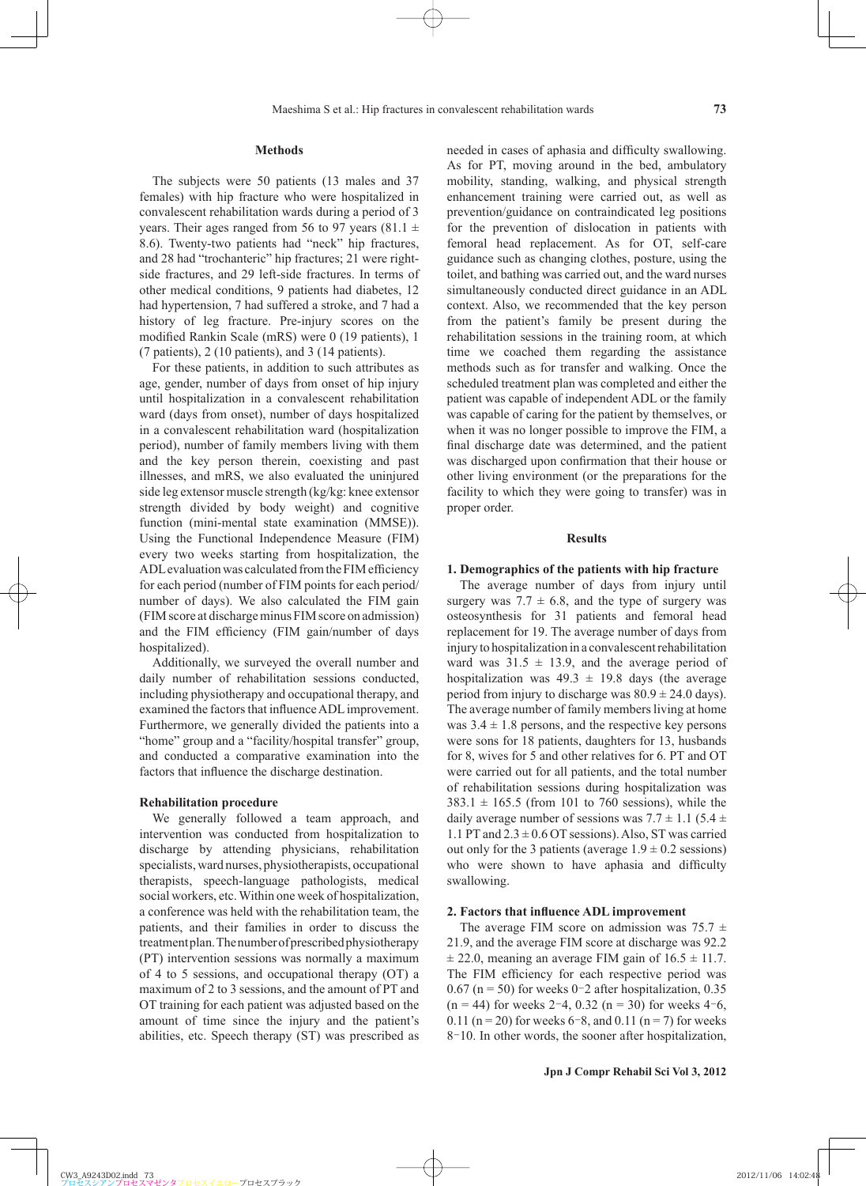## Methods

The subjects were 50 patients (13 males and 37 females) with hip fracture who were hospitalized in convalescent rehabilitation wards during a period of 3 years. Their ages ranged from 56 to 97 years (81.1 ± 8.6). Twenty-two patients had "neck" hip fractures, and 28 had "trochanteric" hip fractures; 21 were right-side fractures, and 29 left-side fractures. In terms of other medical conditions, 9 patients had diabetes, 12 had hypertension, 7 had suffered a stroke, and 7 had a history of leg fracture. Pre-injury scores on the modified Rankin Scale (mRS) were 0 (19 patients), 1 (7 patients), 2 (10 patients), and 3 (14 patients).

For these patients, in addition to such attributes as age, gender, number of days from onset of hip injury until hospitalization in a convalescent rehabilitation ward (days from onset), number of days hospitalized in a convalescent rehabilitation ward (hospitalization period), number of family members living with them and the key person therein, coexisting and past illnesses, and mRS, we also evaluated the uninjured side leg extensor muscle strength (kg/kg: knee extensor strength divided by body weight) and cognitive function (mini-mental state examination (MMSE)). Using the Functional Independence Measure (FIM) every two weeks starting from hospitalization, the ADL evaluation was calculated from the FIM efficiency for each period (number of FIM points for each period/ number of days). We also calculated the FIM gain (FIM score at discharge minus FIM score on admission) and the FIM efficiency (FIM gain/number of days hospitalized).

Additionally, we surveyed the overall number and daily number of rehabilitation sessions conducted, including physiotherapy and occupational therapy, and examined the factors that influence ADL improvement. Furthermore, we generally divided the patients into a "home" group and a "facility/hospital transfer" group, and conducted a comparative examination into the factors that influence the discharge destination.

### Rehabilitation procedure

We generally followed a team approach, and intervention was conducted from hospitalization to discharge by attending physicians, rehabilitation specialists, ward nurses, physiotherapists, occupational therapists, speech-language pathologists, medical social workers, etc. Within one week of hospitalization, a conference was held with the rehabilitation team, the patients, and their families in order to discuss the treatment plan. The number of prescribed physiotherapy (PT) intervention sessions was normally a maximum of 4 to 5 sessions, and occupational therapy (OT) a maximum of 2 to 3 sessions, and the amount of PT and OT training for each patient was adjusted based on the amount of time since the injury and the patient's abilities, etc. Speech therapy (ST) was prescribed as needed in cases of aphasia and difficulty swallowing. As for PT, moving around in the bed, ambulatory mobility, standing, walking, and physical strength enhancement training were carried out, as well as prevention/guidance on contraindicated leg positions for the prevention of dislocation in patients with femoral head replacement. As for OT, self-care guidance such as changing clothes, posture, using the toilet, and bathing was carried out, and the ward nurses simultaneously conducted direct guidance in an ADL context. Also, we recommended that the key person from the patient's family be present during the rehabilitation sessions in the training room, at which time we coached them regarding the assistance methods such as for transfer and walking. Once the scheduled treatment plan was completed and either the patient was capable of independent ADL or the family was capable of caring for the patient by themselves, or when it was no longer possible to improve the FIM, a final discharge date was determined, and the patient was discharged upon confirmation that their house or other living environment (or the preparations for the facility to which they were going to transfer) was in proper order.

## Results

### 1. Demographics of the patients with hip fracture

The average number of days from injury until surgery was 7.7 ± 6.8, and the type of surgery was osteosynthesis for 31 patients and femoral head replacement for 19. The average number of days from injury to hospitalization in a convalescent rehabilitation ward was 31.5 ± 13.9, and the average period of hospitalization was 49.3 ± 19.8 days (the average period from injury to discharge was 80.9 ± 24.0 days). The average number of family members living at home was 3.4 ± 1.8 persons, and the respective key persons were sons for 18 patients, daughters for 13, husbands for 8, wives for 5 and other relatives for 6. PT and OT were carried out for all patients, and the total number of rehabilitation sessions during hospitalization was 383.1 ± 165.5 (from 101 to 760 sessions), while the daily average number of sessions was 7.7 ± 1.1 (5.4 ± 1.1 PT and 2.3 ± 0.6 OT sessions). Also, ST was carried out only for the 3 patients (average 1.9 ± 0.2 sessions) who were shown to have aphasia and difficulty swallowing.

### 2. Factors that influence ADL improvement

The average FIM score on admission was 75.7 ± 21.9, and the average FIM score at discharge was 92.2 ± 22.0, meaning an average FIM gain of 16.5 ± 11.7. The FIM efficiency for each respective period was 0.67 (n = 50) for weeks 0–2 after hospitalization, 0.35 (n = 44) for weeks 2–4, 0.32 (n = 30) for weeks 4–6, 0.11 (n = 20) for weeks 6–8, and 0.11 (n = 7) for weeks 8–10. In other words, the sooner after hospitalization,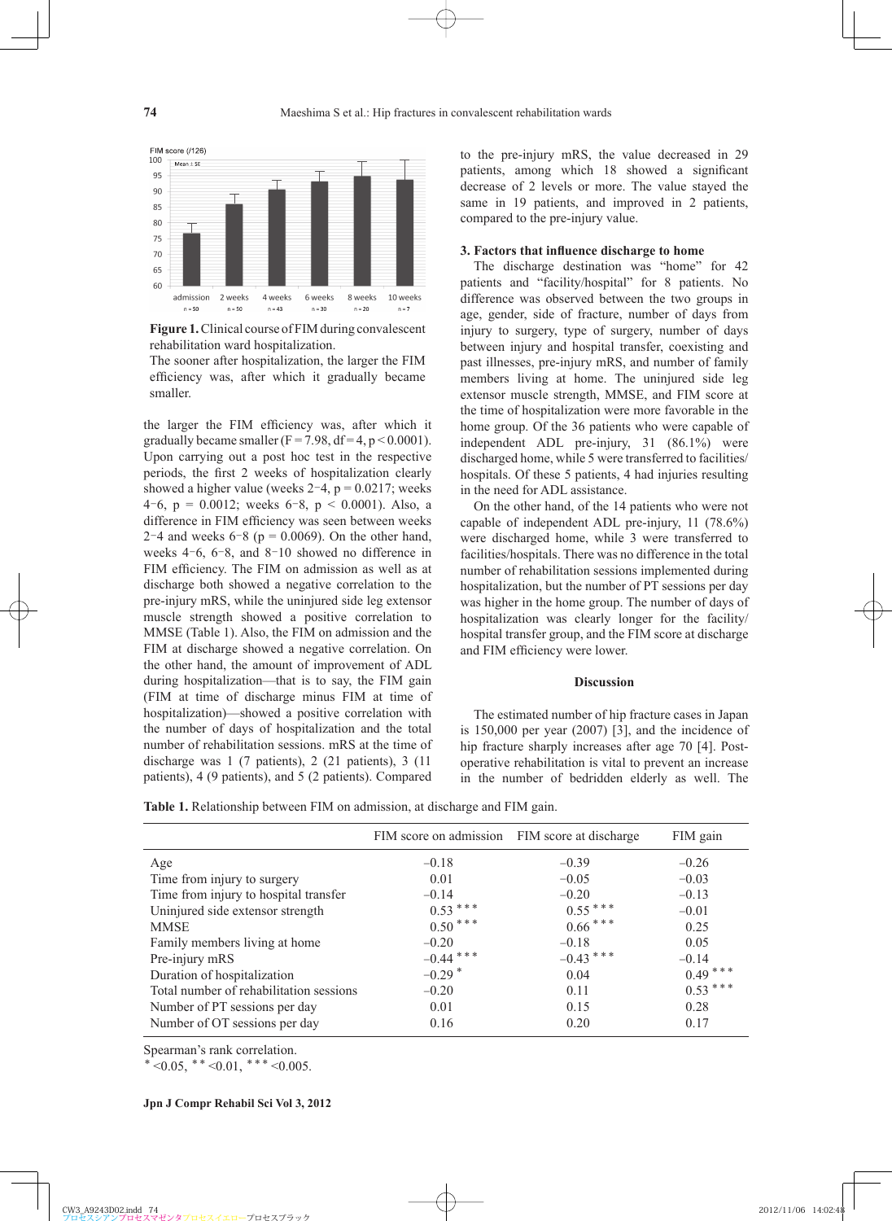**Figure 1.** Clinical course of FIM during convalescent rehabilitation ward hospitalization.

The sooner after hospitalization, the larger the FIM efficiency was, after which it gradually became smaller.

the larger the FIM efficiency was, after which it gradually became smaller ($F = 7.98$, $df = 4$, $p < 0.0001$). Upon carrying out a post hoc test in the respective periods, the first 2 weeks of hospitalization clearly showed a higher value (weeks 2−4, $p = 0.0217$; weeks 4−6, $p = 0.0012$; weeks 6−8, $p < 0.0001$). Also, a difference in FIM efficiency was seen between weeks 2−4 and weeks 6−8 ($p = 0.0069$). On the other hand, weeks 4−6, 6−8, and 8−10 showed no difference in FIM efficiency. The FIM on admission as well as at discharge both showed a negative correlation to the pre-injury mRS, while the uninjured side leg extensor muscle strength showed a positive correlation to MMSE (Table 1). Also, the FIM on admission and the FIM at discharge showed a negative correlation. On the other hand, the amount of improvement of ADL during hospitalization—that is to say, the FIM gain (FIM at time of discharge minus FIM at time of hospitalization)—showed a positive correlation with the number of days of hospitalization and the total number of rehabilitation sessions. mRS at the time of discharge was 1 (7 patients), 2 (21 patients), 3 (11 patients), 4 (9 patients), and 5 (2 patients). Compared to the pre-injury mRS, the value decreased in 29 patients, among which 18 showed a significant decrease of 2 levels or more. The value stayed the same in 19 patients, and improved in 2 patients, compared to the pre-injury value.

### 3. Factors that influence discharge to home

The discharge destination was "home" for 42 patients and "facility/hospital" for 8 patients. No difference was observed between the two groups in age, gender, side of fracture, number of days from injury to surgery, type of surgery, number of days between injury and hospital transfer, coexisting and past illnesses, pre-injury mRS, and number of family members living at home. The uninjured side leg extensor muscle strength, MMSE, and FIM score at the time of hospitalization were more favorable in the home group. Of the 36 patients who were capable of independent ADL pre-injury, 31 (86.1%) were discharged home, while 5 were transferred to facilities/hospitals. Of these 5 patients, 4 had injuries resulting in the need for ADL assistance.

On the other hand, of the 14 patients who were not capable of independent ADL pre-injury, 11 (78.6%) were discharged home, while 3 were transferred to facilities/hospitals. There was no difference in the total number of rehabilitation sessions implemented during hospitalization, but the number of PT sessions per day was higher in the home group. The number of days of hospitalization was clearly longer for the facility/hospital transfer group, and the FIM score at discharge and FIM efficiency were lower.

## Discussion

The estimated number of hip fracture cases in Japan is 150,000 per year (2007) [3], and the incidence of hip fracture sharply increases after age 70 [4]. Post-operative rehabilitation is vital to prevent an increase in the number of bedridden elderly as well. The

**Table 1.** Relationship between FIM on admission, at discharge and FIM gain.

| | FIM score on admission | FIM score at discharge | FIM gain |
|---|---|---|---|
| Age | −0.18 | −0.39 | −0.26 |
| Time from injury to surgery | 0.01 | −0.05 | −0.03 |
| Time from injury to hospital transfer | −0.14 | −0.20 | −0.13 |
| Uninjured side extensor strength | 0.53 *** | 0.55 *** | −0.01 |
| MMSE | 0.50 *** | 0.66 *** | 0.25 |
| Family members living at home | −0.20 | −0.18 | 0.05 |
| Pre-injury mRS | −0.44 *** | −0.43 *** | −0.14 |
| Duration of hospitalization | −0.29 * | 0.04 | 0.49 *** |
| Total number of rehabilitation sessions | −0.20 | 0.11 | 0.53 *** |
| Number of PT sessions per day | 0.01 | 0.15 | 0.28 |
| Number of OT sessions per day | 0.16 | 0.20 | 0.17 |

Spearman's rank correlation.
* <0.05, ** <0.01, *** <0.005.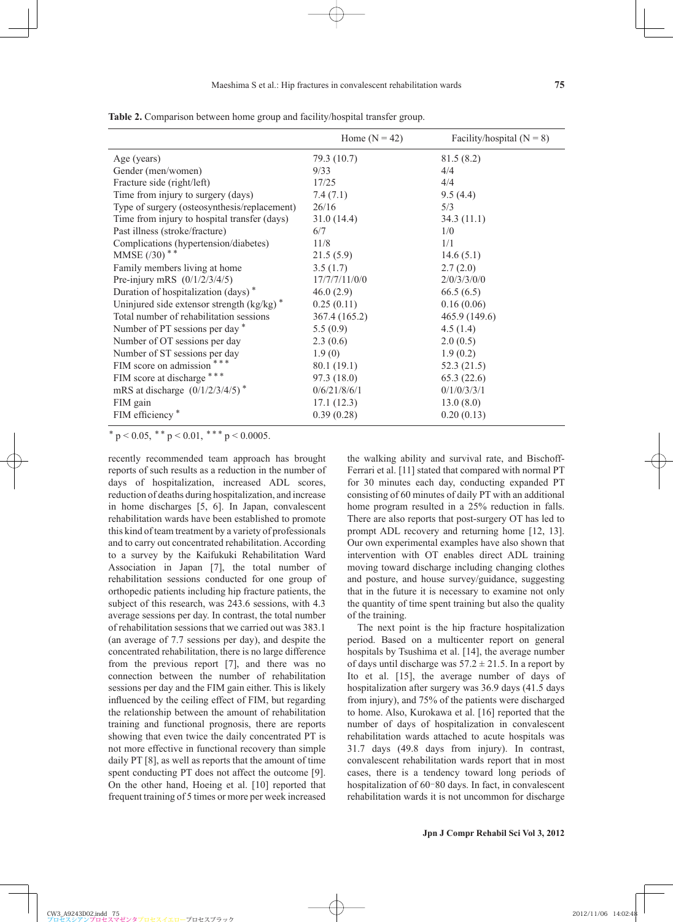**Table 2.** Comparison between home group and facility/hospital transfer group.

| | Home (N = 42) | Facility/hospital (N = 8) |
|---|---|---|
| Age (years) | 79.3 (10.7) | 81.5 (8.2) |
| Gender (men/women) | 9/33 | 4/4 |
| Fracture side (right/left) | 17/25 | 4/4 |
| Time from injury to surgery (days) | 7.4 (7.1) | 9.5 (4.4) |
| Type of surgery (osteosynthesis/replacement) | 26/16 | 5/3 |
| Time from injury to hospital transfer (days) | 31.0 (14.4) | 34.3 (11.1) |
| Past illness (stroke/fracture) | 6/7 | 1/0 |
| Complications (hypertension/diabetes) | 11/8 | 1/1 |
| MMSE (/30) ** | 21.5 (5.9) | 14.6 (5.1) |
| Family members living at home | 3.5 (1.7) | 2.7 (2.0) |
| Pre-injury mRS (0/1/2/3/4/5) | 17/7/7/11/0/0 | 2/0/3/3/0/0 |
| Duration of hospitalization (days) * | 46.0 (2.9) | 66.5 (6.5) |
| Uninjured side extensor strength (kg/kg) * | 0.25 (0.11) | 0.16 (0.06) |
| Total number of rehabilitation sessions | 367.4 (165.2) | 465.9 (149.6) |
| Number of PT sessions per day * | 5.5 (0.9) | 4.5 (1.4) |
| Number of OT sessions per day | 2.3 (0.6) | 2.0 (0.5) |
| Number of ST sessions per day | 1.9 (0) | 1.9 (0.2) |
| FIM score on admission *** | 80.1 (19.1) | 52.3 (21.5) |
| FIM score at discharge *** | 97.3 (18.0) | 65.3 (22.6) |
| mRS at discharge (0/1/2/3/4/5) * | 0/6/21/8/6/1 | 0/1/0/3/3/1 |
| FIM gain | 17.1 (12.3) | 13.0 (8.0) |
| FIM efficiency * | 0.39 (0.28) | 0.20 (0.13) |

* $p < 0.05$, ** $p < 0.01$, *** $p < 0.0005$.

recently recommended team approach has brought reports of such results as a reduction in the number of days of hospitalization, increased ADL scores, reduction of deaths during hospitalization, and increase in home discharges [5, 6]. In Japan, convalescent rehabilitation wards have been established to promote this kind of team treatment by a variety of professionals and to carry out concentrated rehabilitation. According to a survey by the Kaifukuki Rehabilitation Ward Association in Japan [7], the total number of rehabilitation sessions conducted for one group of orthopedic patients including hip fracture patients, the subject of this research, was 243.6 sessions, with 4.3 average sessions per day. In contrast, the total number of rehabilitation sessions that we carried out was 383.1 (an average of 7.7 sessions per day), and despite the concentrated rehabilitation, there is no large difference from the previous report [7], and there was no connection between the number of rehabilitation sessions per day and the FIM gain either. This is likely influenced by the ceiling effect of FIM, but regarding the relationship between the amount of rehabilitation training and functional prognosis, there are reports showing that even twice the daily concentrated PT is not more effective in functional recovery than simple daily PT [8], as well as reports that the amount of time spent conducting PT does not affect the outcome [9]. On the other hand, Hoeing et al. [10] reported that frequent training of 5 times or more per week increased the walking ability and survival rate, and Bischoff-Ferrari et al. [11] stated that compared with normal PT for 30 minutes each day, conducting expanded PT consisting of 60 minutes of daily PT with an additional home program resulted in a 25% reduction in falls. There are also reports that post-surgery OT has led to prompt ADL recovery and returning home [12, 13]. Our own experimental examples have also shown that intervention with OT enables direct ADL training moving toward discharge including changing clothes and posture, and house survey/guidance, suggesting that in the future it is necessary to examine not only the quantity of time spent training but also the quality of the training.

The next point is the hip fracture hospitalization period. Based on a multicenter report on general hospitals by Tsushima et al. [14], the average number of days until discharge was $57.2 \pm 21.5$. In a report by Ito et al. [15], the average number of days of hospitalization after surgery was 36.9 days (41.5 days from injury), and 75% of the patients were discharged to home. Also, Kurokawa et al. [16] reported that the number of days of hospitalization in convalescent rehabilitation wards attached to acute hospitals was 31.7 days (49.8 days from injury). In contrast, convalescent rehabilitation wards report that in most cases, there is a tendency toward long periods of hospitalization of 60–80 days. In fact, in convalescent rehabilitation wards it is not uncommon for discharge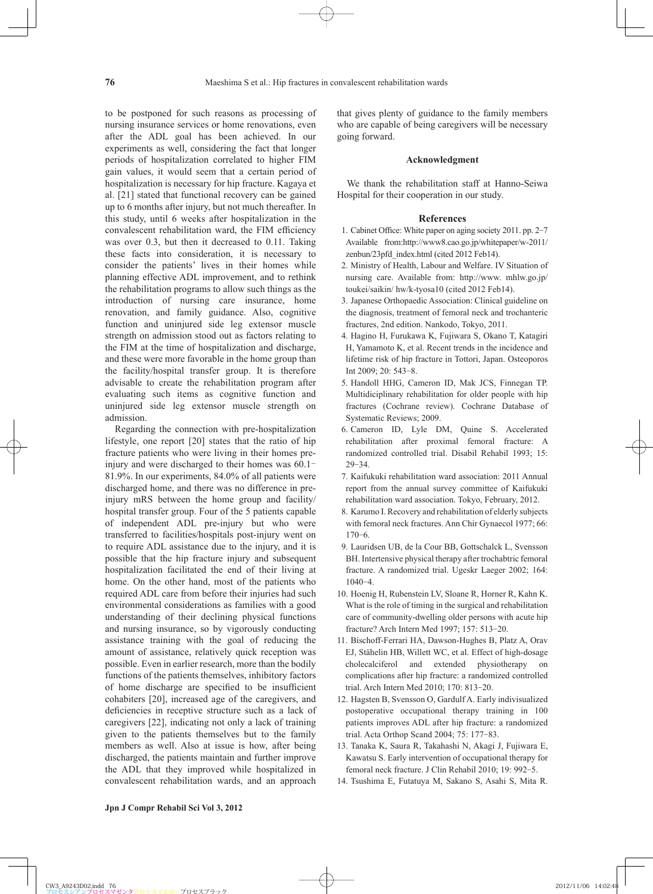to be postponed for such reasons as processing of nursing insurance services or home renovations, even after the ADL goal has been achieved. In our experiments as well, considering the fact that longer periods of hospitalization correlated to higher FIM gain values, it would seem that a certain period of hospitalization is necessary for hip fracture. Kagaya et al. [21] stated that functional recovery can be gained up to 6 months after injury, but not much thereafter. In this study, until 6 weeks after hospitalization in the convalescent rehabilitation ward, the FIM efficiency was over 0.3, but then it decreased to 0.11. Taking these facts into consideration, it is necessary to consider the patients' lives in their homes while planning effective ADL improvement, and to rethink the rehabilitation programs to allow such things as the introduction of nursing care insurance, home renovation, and family guidance. Also, cognitive function and uninjured side leg extensor muscle strength on admission stood out as factors relating to the FIM at the time of hospitalization and discharge, and these were more favorable in the home group than the facility/hospital transfer group. It is therefore advisable to create the rehabilitation program after evaluating such items as cognitive function and uninjured side leg extensor muscle strength on admission.

Regarding the connection with pre-hospitalization lifestyle, one report [20] states that the ratio of hip fracture patients who were living in their homes pre-injury and were discharged to their homes was 60.1−81.9%. In our experiments, 84.0% of all patients were discharged home, and there was no difference in pre-injury mRS between the home group and facility/hospital transfer group. Four of the 5 patients capable of independent ADL pre-injury but who were transferred to facilities/hospitals post-injury went on to require ADL assistance due to the injury, and it is possible that the hip fracture injury and subsequent hospitalization facilitated the end of their living at home. On the other hand, most of the patients who required ADL care from before their injuries had such environmental considerations as families with a good understanding of their declining physical functions and nursing insurance, so by vigorously conducting assistance training with the goal of reducing the amount of assistance, relatively quick reception was possible. Even in earlier research, more than the bodily functions of the patients themselves, inhibitory factors of home discharge are specified to be insufficient cohabiters [20], increased age of the caregivers, and deficiencies in receptive structure such as a lack of caregivers [22], indicating not only a lack of training given to the patients themselves but to the family members as well. Also at issue is how, after being discharged, the patients maintain and further improve the ADL that they improved while hospitalized in convalescent rehabilitation wards, and an approach that gives plenty of guidance to the family members who are capable of being caregivers will be necessary going forward.

## Acknowledgment

We thank the rehabilitation staff at Hanno-Seiwa Hospital for their cooperation in our study.

## References

1. Cabinet Office: White paper on aging society 2011. pp. 2−7 Available from:http://www8.cao.go.jp/whitepaper/w-2011/zenbun/23pfd_index.html (cited 2012 Feb14).
2. Ministry of Health, Labour and Welfare. IV Situation of nursing care. Available from: http://www. mhlw.go.jp/toukei/saikin/ hw/k-tyosa10 (cited 2012 Feb14).
3. Japanese Orthopaedic Association: Clinical guideline on the diagnosis, treatment of femoral neck and trochanteric fractures, 2nd edition. Nankodo, Tokyo, 2011.
4. Hagino H, Furukawa K, Fujiwara S, Okano T, Katagiri H, Yamamoto K, et al. Recent trends in the incidence and lifetime risk of hip fracture in Tottori, Japan. Osteoporos Int 2009; 20: 543−8.
5. Handoll HHG, Cameron ID, Mak JCS, Finnegan TP. Multidiciplinary rehabilitation for older people with hip fractures (Cochrane review). Cochrane Database of Systematic Reviews; 2009.
6. Cameron ID, Lyle DM, Quine S. Accelerated rehabilitation after proximal femoral fracture: A randomized controlled trial. Disabil Rehabil 1993; 15: 29−34.
7. Kaifukuki rehabilitation ward association: 2011 Annual report from the annual survey committee of Kaifukuki rehabilitation ward association. Tokyo, February, 2012.
8. Karumo I. Recovery and rehabilitation of elderly subjects with femoral neck fractures. Ann Chir Gynaecol 1977; 66: 170−6.
9. Lauridsen UB, de la Cour BB, Gottschalck L, Svensson BH. Intertensive physical therapy after trochabtric femoral fracture. A randomized trial. Ugeskr Laeger 2002; 164: 1040−4.
10. Hoenig H, Rubenstein LV, Sloane R, Horner R, Kahn K. What is the role of timing in the surgical and rehabilitation care of community-dwelling older persons with acute hip fracture? Arch Intern Med 1997; 157: 513−20.
11. Bischoff-Ferrari HA, Dawson-Hughes B, Platz A, Orav EJ, Stähelin HB, Willett WC, et al. Effect of high-dosage cholecalciferol and extended physiotherapy on complications after hip fracture: a randomized controlled trial. Arch Intern Med 2010; 170: 813−20.
12. Hagsten B, Svensson O, Gardulf A. Early indivisualized postoperative occupational therapy training in 100 patients improves ADL after hip fracture: a randomized trial. Acta Orthop Scand 2004; 75: 177−83.
13. Tanaka K, Saura R, Takahashi N, Akagi J, Fujiwara E, Kawatsu S. Early intervention of occupational therapy for femoral neck fracture. J Clin Rehabil 2010; 19: 992−5.
14. Tsushima E, Futatuya M, Sakano S, Asahi S, Mita R.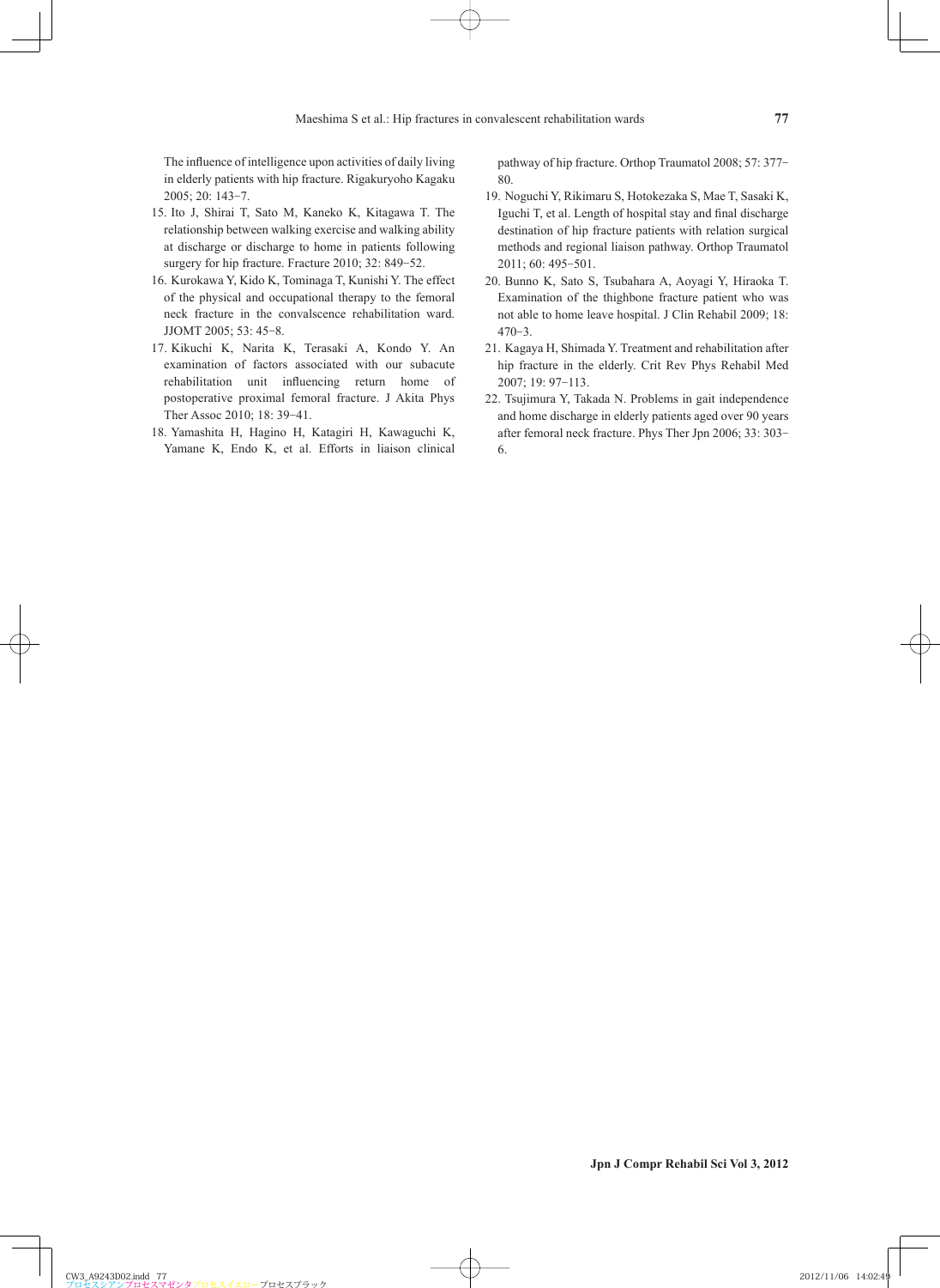The influence of intelligence upon activities of daily living in elderly patients with hip fracture. Rigakuryoho Kagaku 2005; 20: 143‒7.

15. Ito J, Shirai T, Sato M, Kaneko K, Kitagawa T. The relationship between walking exercise and walking ability at discharge or discharge to home in patients following surgery for hip fracture. Fracture 2010; 32: 849‒52.
16. Kurokawa Y, Kido K, Tominaga T, Kunishi Y. The effect of the physical and occupational therapy to the femoral neck fracture in the convalscence rehabilitation ward. JJOMT 2005; 53: 45‒8.
17. Kikuchi K, Narita K, Terasaki A, Kondo Y. An examination of factors associated with our subacute rehabilitation unit influencing return home of postoperative proximal femoral fracture. J Akita Phys Ther Assoc 2010; 18: 39‒41.
18. Yamashita H, Hagino H, Katagiri H, Kawaguchi K, Yamane K, Endo K, et al. Efforts in liaison clinical pathway of hip fracture. Orthop Traumatol 2008; 57: 377‒80.
19. Noguchi Y, Rikimaru S, Hotokezaka S, Mae T, Sasaki K, Iguchi T, et al. Length of hospital stay and final discharge destination of hip fracture patients with relation surgical methods and regional liaison pathway. Orthop Traumatol 2011; 60: 495‒501.
20. Bunno K, Sato S, Tsubahara A, Aoyagi Y, Hiraoka T. Examination of the thighbone fracture patient who was not able to home leave hospital. J Clin Rehabil 2009; 18: 470‒3.
21. Kagaya H, Shimada Y. Treatment and rehabilitation after hip fracture in the elderly. Crit Rev Phys Rehabil Med 2007; 19: 97‒113.
22. Tsujimura Y, Takada N. Problems in gait independence and home discharge in elderly patients aged over 90 years after femoral neck fracture. Phys Ther Jpn 2006; 33: 303‒6.